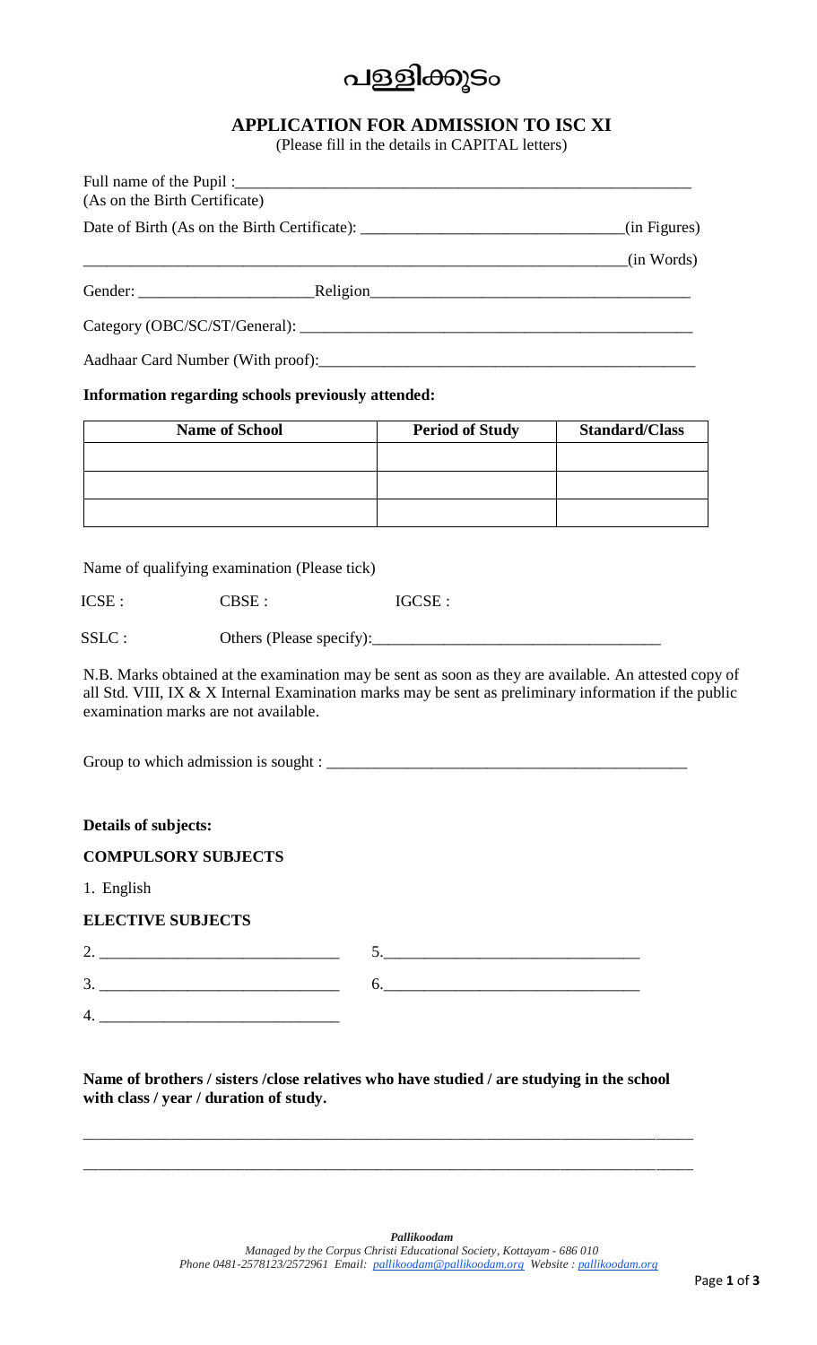# പള്ളിക്കൂടം

## APPLICATION FOR ADMISSION TO ISC XI

(Please fill in the details in CAPITAL letters)

Full name of the Pupil :\_\_\_\_\_\_\_\_\_\_\_\_\_\_\_\_\_\_\_\_\_\_\_\_\_\_\_\_\_\_\_\_\_\_\_\_\_\_\_\_\_\_\_\_\_\_\_\_\_\_\_\_\_\_\_\_
(As on the Birth Certificate)

Date of Birth (As on the Birth Certificate): \_\_\_\_\_\_\_\_\_\_\_\_\_\_\_\_\_\_\_\_\_\_\_\_\_\_\_\_\_\_\_\_(in Figures)

\_\_\_\_\_\_\_\_\_\_\_\_\_\_\_\_\_\_\_\_\_\_\_\_\_\_\_\_\_\_\_\_\_\_\_\_\_\_\_\_\_\_\_\_\_\_\_\_\_\_\_\_\_\_\_\_\_\_\_\_\_\_\_\_\_\_\_(in Words)

Gender: \_\_\_\_\_\_\_\_\_\_\_\_\_\_\_\_\_\_\_\_\_\_Religion\_\_\_\_\_\_\_\_\_\_\_\_\_\_\_\_\_\_\_\_\_\_\_\_\_\_\_\_\_\_\_\_\_\_\_\_\_\_\_\_

Category (OBC/SC/ST/General): \_\_\_\_\_\_\_\_\_\_\_\_\_\_\_\_\_\_\_\_\_\_\_\_\_\_\_\_\_\_\_\_\_\_\_\_\_\_\_\_\_\_\_\_\_\_\_\_\_\_

Aadhaar Card Number (With proof):\_\_\_\_\_\_\_\_\_\_\_\_\_\_\_\_\_\_\_\_\_\_\_\_\_\_\_\_\_\_\_\_\_\_\_\_\_\_\_\_\_\_\_\_\_\_\_\_

**Information regarding schools previously attended:**

| Name of School | Period of Study | Standard/Class |
|---|---|---|
| | | |
| | | |
| | | |

Name of qualifying examination (Please tick)

ICSE :     CBSE :     IGCSE :

SSLC :     Others (Please specify):\_\_\_\_\_\_\_\_\_\_\_\_\_\_\_\_\_\_\_\_\_\_\_\_\_\_\_\_\_\_\_\_\_\_\_\_

N.B. Marks obtained at the examination may be sent as soon as they are available. An attested copy of all Std. VIII, IX & X Internal Examination marks may be sent as preliminary information if the public examination marks are not available.

Group to which admission is sought : \_\_\_\_\_\_\_\_\_\_\_\_\_\_\_\_\_\_\_\_\_\_\_\_\_\_\_\_\_\_\_\_\_\_\_\_\_\_\_\_\_\_\_\_\_\_\_

**Details of subjects:**

**COMPULSORY SUBJECTS**

1. English

**ELECTIVE SUBJECTS**

2. \_\_\_\_\_\_\_\_\_\_\_\_\_\_\_\_\_\_\_\_\_\_\_\_\_\_\_\_\_\_
3. \_\_\_\_\_\_\_\_\_\_\_\_\_\_\_\_\_\_\_\_\_\_\_\_\_\_\_\_\_\_
4. \_\_\_\_\_\_\_\_\_\_\_\_\_\_\_\_\_\_\_\_\_\_\_\_\_\_\_\_\_\_
5. \_\_\_\_\_\_\_\_\_\_\_\_\_\_\_\_\_\_\_\_\_\_\_\_\_\_\_\_\_\_\_\_
6. \_\_\_\_\_\_\_\_\_\_\_\_\_\_\_\_\_\_\_\_\_\_\_\_\_\_\_\_\_\_\_\_

**Name of brothers / sisters /close relatives who have studied / are studying in the school with class / year / duration of study.**

\_\_\_\_\_\_\_\_\_\_\_\_\_\_\_\_\_\_\_\_\_\_\_\_\_\_\_\_\_\_\_\_\_\_\_\_\_\_\_\_\_\_\_\_\_\_\_\_\_\_\_\_\_\_\_\_\_\_\_\_\_\_\_\_\_\_\_\_\_\_\_\_\_\_\_\_\_\_

\_\_\_\_\_\_\_\_\_\_\_\_\_\_\_\_\_\_\_\_\_\_\_\_\_\_\_\_\_\_\_\_\_\_\_\_\_\_\_\_\_\_\_\_\_\_\_\_\_\_\_\_\_\_\_\_\_\_\_\_\_\_\_\_\_\_\_\_\_\_\_\_\_\_\_\_\_\_

***Pallikoodam***

*Managed by the Corpus Christi Educational Society, Kottayam - 686 010*
*Phone 0481-2578123/2572961 Email: pallikoodam@pallikoodam.org Website : pallikoodam.org*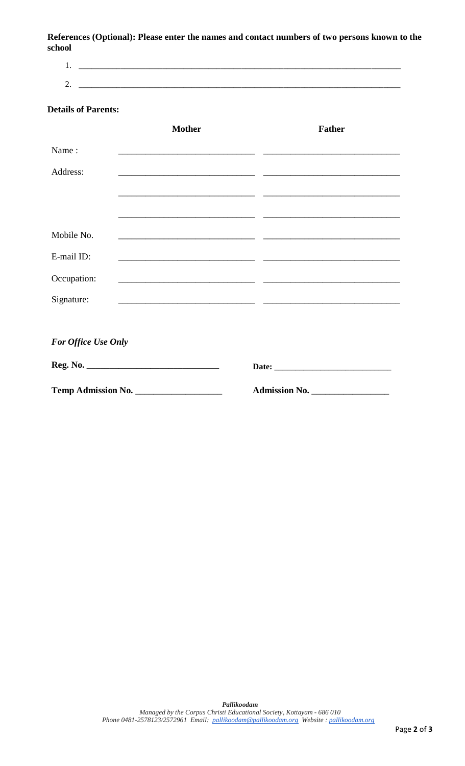**References (Optional): Please enter the names and contact numbers of two persons known to the school**

1. ______________________________________________________________________
2. ______________________________________________________________________

**Details of Parents:**

| | **Mother** | **Father** |
|---|---|---|
| Name : | ____________________________ | ____________________________ |
| Address: | ____________________________ | ____________________________ |
| | ____________________________ | ____________________________ |
| | ____________________________ | ____________________________ |
| Mobile No. | ____________________________ | ____________________________ |
| E-mail ID: | ____________________________ | ____________________________ |
| Occupation: | ____________________________ | ____________________________ |
| Signature: | ____________________________ | ____________________________ |

***For Office Use Only***

**Reg. No. ____________________________** **Date: _________________________**

**Temp Admission No. __________________** **Admission No. ________________**

***Pallikoodam***
*Managed by the Corpus Christi Educational Society, Kottayam - 686 010*
*Phone 0481-2578123/2572961 Email: pallikoodam@pallikoodam.org Website : pallikoodam.org*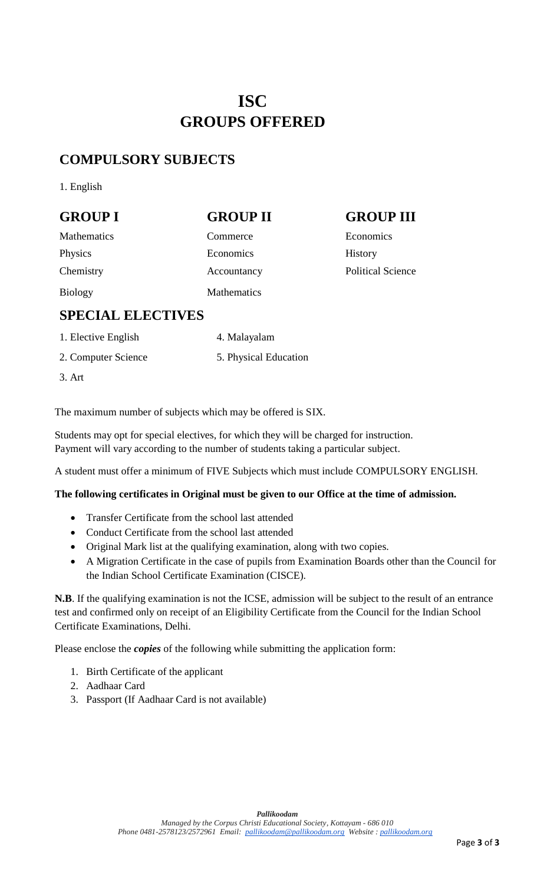# ISC
# GROUPS OFFERED

## COMPULSORY SUBJECTS

1. English

| GROUP I | GROUP II | GROUP III |
|---|---|---|
| Mathematics | Commerce | Economics |
| Physics | Economics | History |
| Chemistry | Accountancy | Political Science |
| Biology | Mathematics | |

## SPECIAL ELECTIVES

1. Elective English
2. Computer Science
3. Art
4. Malayalam
5. Physical Education

The maximum number of subjects which may be offered is SIX.

Students may opt for special electives, for which they will be charged for instruction. Payment will vary according to the number of students taking a particular subject.

A student must offer a minimum of FIVE Subjects which must include COMPULSORY ENGLISH.

**The following certificates in Original must be given to our Office at the time of admission.**

- Transfer Certificate from the school last attended
- Conduct Certificate from the school last attended
- Original Mark list at the qualifying examination, along with two copies.
- A Migration Certificate in the case of pupils from Examination Boards other than the Council for the Indian School Certificate Examination (CISCE).

**N.B**. If the qualifying examination is not the ICSE, admission will be subject to the result of an entrance test and confirmed only on receipt of an Eligibility Certificate from the Council for the Indian School Certificate Examinations, Delhi.

Please enclose the ***copies*** of the following while submitting the application form:

1. Birth Certificate of the applicant
2. Aadhaar Card
3. Passport (If Aadhaar Card is not available)

***Pallikoodam***
*Managed by the Corpus Christi Educational Society, Kottayam - 686 010*
*Phone 0481-2578123/2572961 Email: pallikoodam@pallikoodam.org Website : pallikoodam.org*